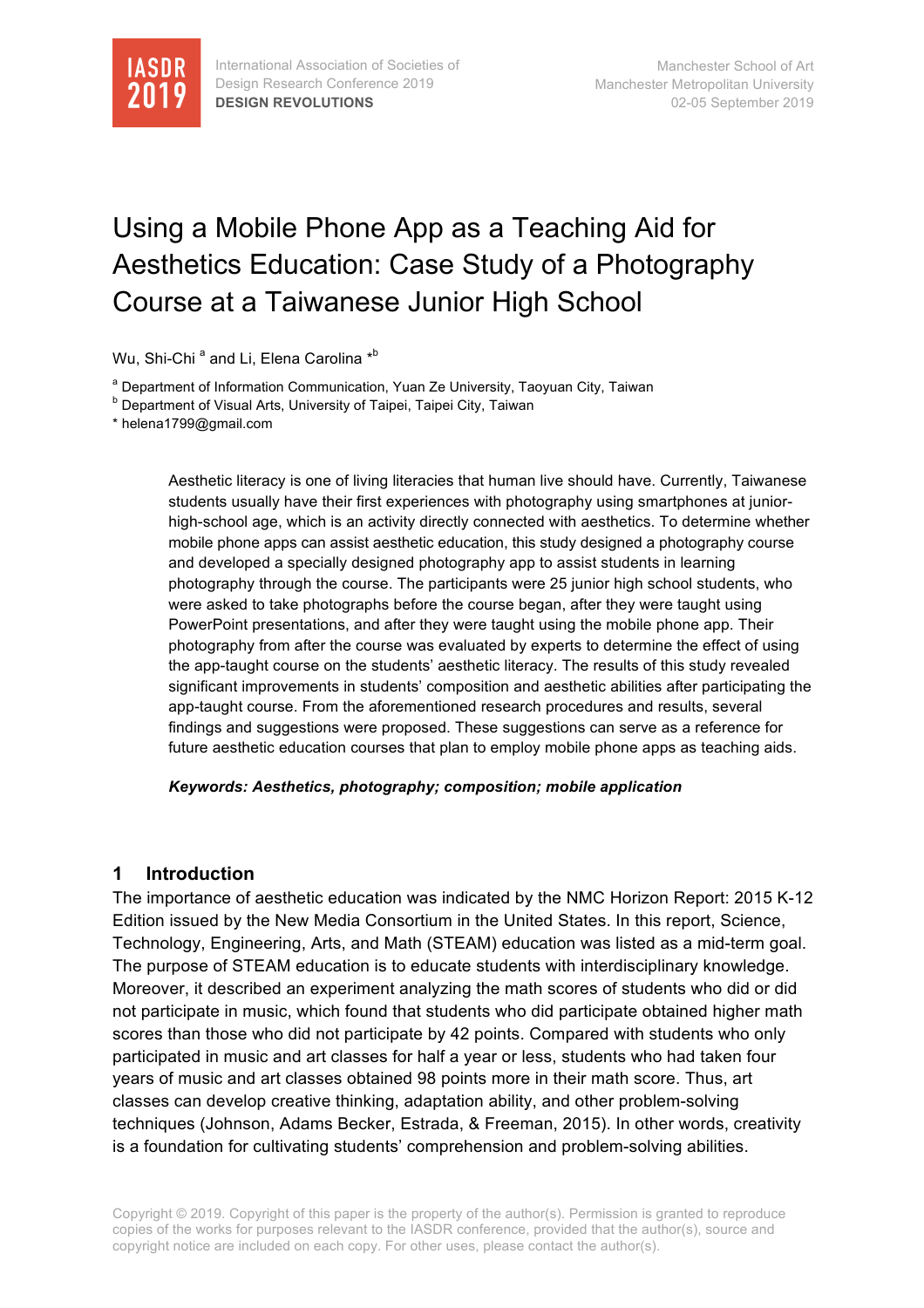# Using a Mobile Phone App as a Teaching Aid for Aesthetics Education: Case Study of a Photography Course at a Taiwanese Junior High School

Wu, Shi-Chi [a] and Li, Elena Carolina *[b]

[a] Department of Information Communication, Yuan Ze University, Taoyuan City, Taiwan
[b] Department of Visual Arts, University of Taipei, Taipei City, Taiwan
* helena1799@gmail.com

Aesthetic literacy is one of living literacies that human live should have. Currently, Taiwanese students usually have their first experiences with photography using smartphones at junior-high-school age, which is an activity directly connected with aesthetics. To determine whether mobile phone apps can assist aesthetic education, this study designed a photography course and developed a specially designed photography app to assist students in learning photography through the course. The participants were 25 junior high school students, who were asked to take photographs before the course began, after they were taught using PowerPoint presentations, and after they were taught using the mobile phone app. Their photography from after the course was evaluated by experts to determine the effect of using the app-taught course on the students' aesthetic literacy. The results of this study revealed significant improvements in students' composition and aesthetic abilities after participating the app-taught course. From the aforementioned research procedures and results, several findings and suggestions were proposed. These suggestions can serve as a reference for future aesthetic education courses that plan to employ mobile phone apps as teaching aids.

***Keywords: Aesthetics, photography; composition; mobile application***

## 1 Introduction

The importance of aesthetic education was indicated by the NMC Horizon Report: 2015 K-12 Edition issued by the New Media Consortium in the United States. In this report, Science, Technology, Engineering, Arts, and Math (STEAM) education was listed as a mid-term goal. The purpose of STEAM education is to educate students with interdisciplinary knowledge. Moreover, it described an experiment analyzing the math scores of students who did or did not participate in music, which found that students who did participate obtained higher math scores than those who did not participate by 42 points. Compared with students who only participated in music and art classes for half a year or less, students who had taken four years of music and art classes obtained 98 points more in their math score. Thus, art classes can develop creative thinking, adaptation ability, and other problem-solving techniques (Johnson, Adams Becker, Estrada, & Freeman, 2015). In other words, creativity is a foundation for cultivating students' comprehension and problem-solving abilities.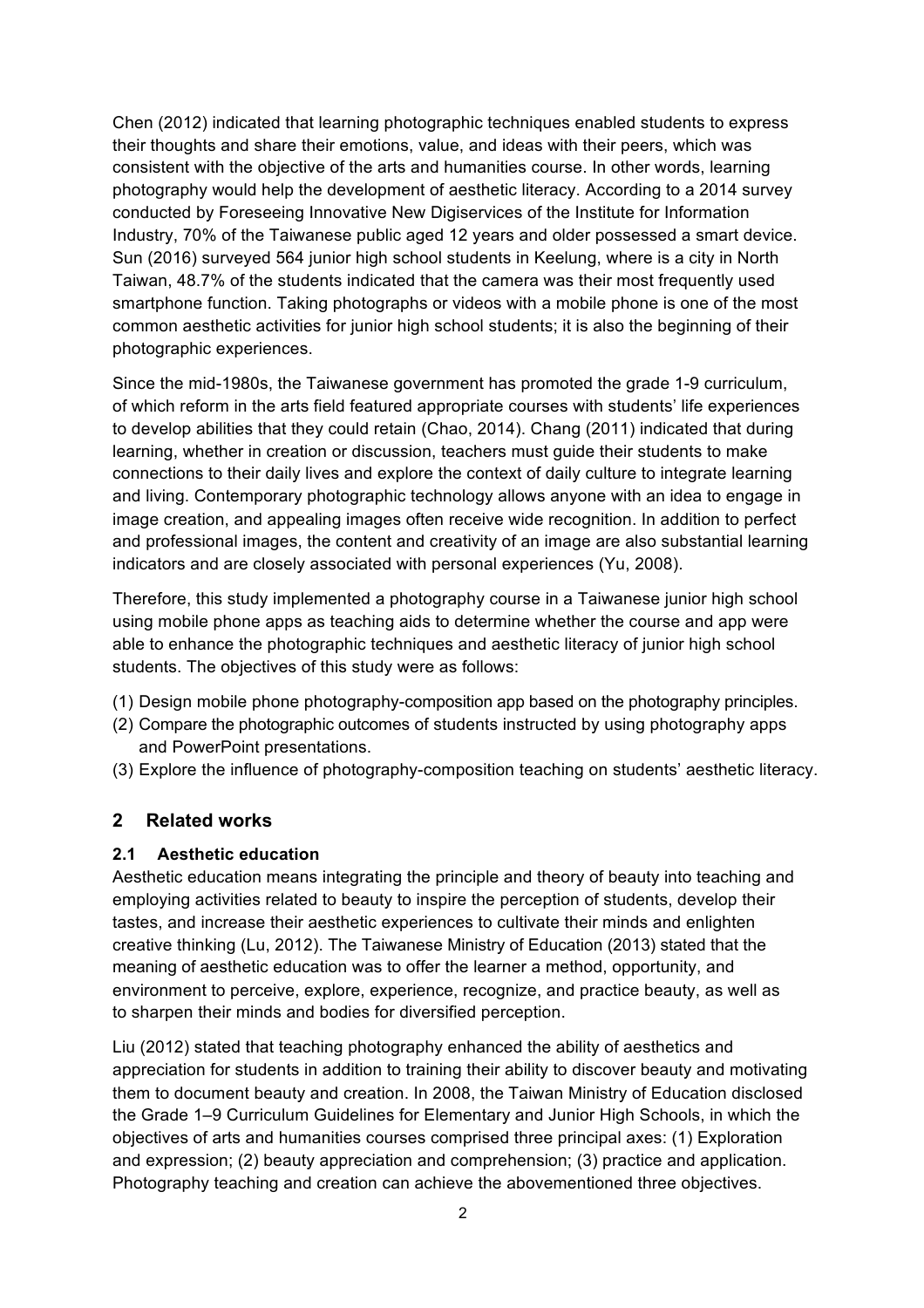Chen (2012) indicated that learning photographic techniques enabled students to express their thoughts and share their emotions, value, and ideas with their peers, which was consistent with the objective of the arts and humanities course. In other words, learning photography would help the development of aesthetic literacy. According to a 2014 survey conducted by Foreseeing Innovative New Digiservices of the Institute for Information Industry, 70% of the Taiwanese public aged 12 years and older possessed a smart device. Sun (2016) surveyed 564 junior high school students in Keelung, where is a city in North Taiwan, 48.7% of the students indicated that the camera was their most frequently used smartphone function. Taking photographs or videos with a mobile phone is one of the most common aesthetic activities for junior high school students; it is also the beginning of their photographic experiences.

Since the mid-1980s, the Taiwanese government has promoted the grade 1-9 curriculum, of which reform in the arts field featured appropriate courses with students' life experiences to develop abilities that they could retain (Chao, 2014). Chang (2011) indicated that during learning, whether in creation or discussion, teachers must guide their students to make connections to their daily lives and explore the context of daily culture to integrate learning and living. Contemporary photographic technology allows anyone with an idea to engage in image creation, and appealing images often receive wide recognition. In addition to perfect and professional images, the content and creativity of an image are also substantial learning indicators and are closely associated with personal experiences (Yu, 2008).

Therefore, this study implemented a photography course in a Taiwanese junior high school using mobile phone apps as teaching aids to determine whether the course and app were able to enhance the photographic techniques and aesthetic literacy of junior high school students. The objectives of this study were as follows:

(1) Design mobile phone photography-composition app based on the photography principles.
(2) Compare the photographic outcomes of students instructed by using photography apps and PowerPoint presentations.
(3) Explore the influence of photography-composition teaching on students' aesthetic literacy.

## 2 Related works

### 2.1 Aesthetic education

Aesthetic education means integrating the principle and theory of beauty into teaching and employing activities related to beauty to inspire the perception of students, develop their tastes, and increase their aesthetic experiences to cultivate their minds and enlighten creative thinking (Lu, 2012). The Taiwanese Ministry of Education (2013) stated that the meaning of aesthetic education was to offer the learner a method, opportunity, and environment to perceive, explore, experience, recognize, and practice beauty, as well as to sharpen their minds and bodies for diversified perception.

Liu (2012) stated that teaching photography enhanced the ability of aesthetics and appreciation for students in addition to training their ability to discover beauty and motivating them to document beauty and creation. In 2008, the Taiwan Ministry of Education disclosed the Grade 1–9 Curriculum Guidelines for Elementary and Junior High Schools, in which the objectives of arts and humanities courses comprised three principal axes: (1) Exploration and expression; (2) beauty appreciation and comprehension; (3) practice and application. Photography teaching and creation can achieve the abovementioned three objectives.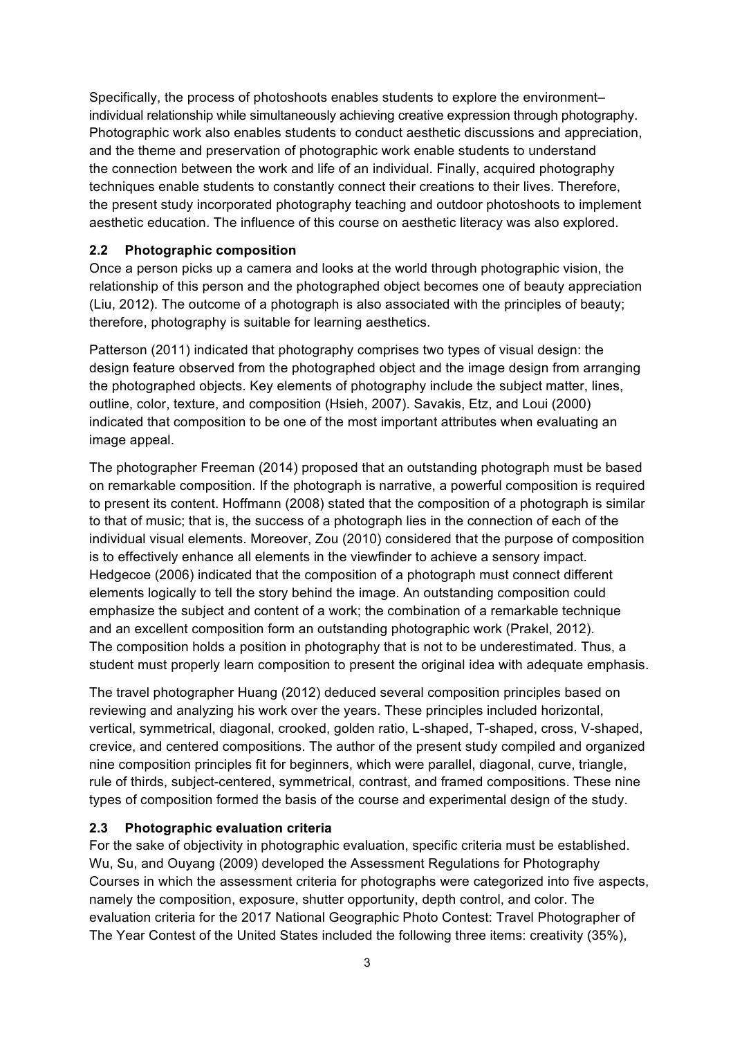Specifically, the process of photoshoots enables students to explore the environment–individual relationship while simultaneously achieving creative expression through photography. Photographic work also enables students to conduct aesthetic discussions and appreciation, and the theme and preservation of photographic work enable students to understand the connection between the work and life of an individual. Finally, acquired photography techniques enable students to constantly connect their creations to their lives. Therefore, the present study incorporated photography teaching and outdoor photoshoots to implement aesthetic education. The influence of this course on aesthetic literacy was also explored.

### 2.2 Photographic composition

Once a person picks up a camera and looks at the world through photographic vision, the relationship of this person and the photographed object becomes one of beauty appreciation (Liu, 2012). The outcome of a photograph is also associated with the principles of beauty; therefore, photography is suitable for learning aesthetics.

Patterson (2011) indicated that photography comprises two types of visual design: the design feature observed from the photographed object and the image design from arranging the photographed objects. Key elements of photography include the subject matter, lines, outline, color, texture, and composition (Hsieh, 2007). Savakis, Etz, and Loui (2000) indicated that composition to be one of the most important attributes when evaluating an image appeal.

The photographer Freeman (2014) proposed that an outstanding photograph must be based on remarkable composition. If the photograph is narrative, a powerful composition is required to present its content. Hoffmann (2008) stated that the composition of a photograph is similar to that of music; that is, the success of a photograph lies in the connection of each of the individual visual elements. Moreover, Zou (2010) considered that the purpose of composition is to effectively enhance all elements in the viewfinder to achieve a sensory impact. Hedgecoe (2006) indicated that the composition of a photograph must connect different elements logically to tell the story behind the image. An outstanding composition could emphasize the subject and content of a work; the combination of a remarkable technique and an excellent composition form an outstanding photographic work (Prakel, 2012). The composition holds a position in photography that is not to be underestimated. Thus, a student must properly learn composition to present the original idea with adequate emphasis.

The travel photographer Huang (2012) deduced several composition principles based on reviewing and analyzing his work over the years. These principles included horizontal, vertical, symmetrical, diagonal, crooked, golden ratio, L-shaped, T-shaped, cross, V-shaped, crevice, and centered compositions. The author of the present study compiled and organized nine composition principles fit for beginners, which were parallel, diagonal, curve, triangle, rule of thirds, subject-centered, symmetrical, contrast, and framed compositions. These nine types of composition formed the basis of the course and experimental design of the study.

### 2.3 Photographic evaluation criteria

For the sake of objectivity in photographic evaluation, specific criteria must be established. Wu, Su, and Ouyang (2009) developed the Assessment Regulations for Photography Courses in which the assessment criteria for photographs were categorized into five aspects, namely the composition, exposure, shutter opportunity, depth control, and color. The evaluation criteria for the 2017 National Geographic Photo Contest: Travel Photographer of The Year Contest of the United States included the following three items: creativity (35%),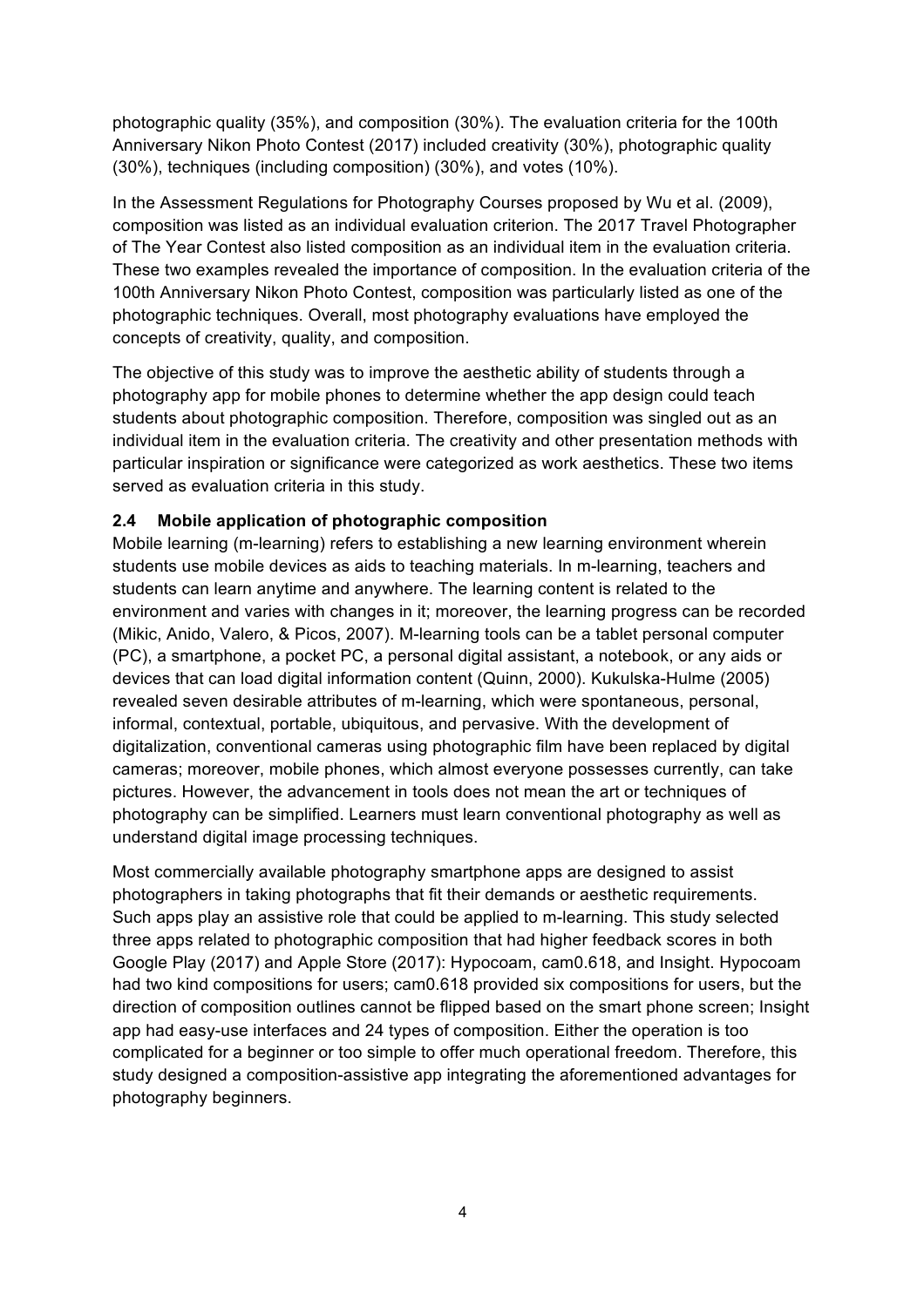photographic quality (35%), and composition (30%). The evaluation criteria for the 100th Anniversary Nikon Photo Contest (2017) included creativity (30%), photographic quality (30%), techniques (including composition) (30%), and votes (10%).

In the Assessment Regulations for Photography Courses proposed by Wu et al. (2009), composition was listed as an individual evaluation criterion. The 2017 Travel Photographer of The Year Contest also listed composition as an individual item in the evaluation criteria. These two examples revealed the importance of composition. In the evaluation criteria of the 100th Anniversary Nikon Photo Contest, composition was particularly listed as one of the photographic techniques. Overall, most photography evaluations have employed the concepts of creativity, quality, and composition.

The objective of this study was to improve the aesthetic ability of students through a photography app for mobile phones to determine whether the app design could teach students about photographic composition. Therefore, composition was singled out as an individual item in the evaluation criteria. The creativity and other presentation methods with particular inspiration or significance were categorized as work aesthetics. These two items served as evaluation criteria in this study.

### 2.4 Mobile application of photographic composition

Mobile learning (m-learning) refers to establishing a new learning environment wherein students use mobile devices as aids to teaching materials. In m-learning, teachers and students can learn anytime and anywhere. The learning content is related to the environment and varies with changes in it; moreover, the learning progress can be recorded (Mikic, Anido, Valero, & Picos, 2007). M-learning tools can be a tablet personal computer (PC), a smartphone, a pocket PC, a personal digital assistant, a notebook, or any aids or devices that can load digital information content (Quinn, 2000). Kukulska-Hulme (2005) revealed seven desirable attributes of m-learning, which were spontaneous, personal, informal, contextual, portable, ubiquitous, and pervasive. With the development of digitalization, conventional cameras using photographic film have been replaced by digital cameras; moreover, mobile phones, which almost everyone possesses currently, can take pictures. However, the advancement in tools does not mean the art or techniques of photography can be simplified. Learners must learn conventional photography as well as understand digital image processing techniques.

Most commercially available photography smartphone apps are designed to assist photographers in taking photographs that fit their demands or aesthetic requirements. Such apps play an assistive role that could be applied to m-learning. This study selected three apps related to photographic composition that had higher feedback scores in both Google Play (2017) and Apple Store (2017): Hypocoam, cam0.618, and Insight. Hypocoam had two kind compositions for users; cam0.618 provided six compositions for users, but the direction of composition outlines cannot be flipped based on the smart phone screen; Insight app had easy-use interfaces and 24 types of composition. Either the operation is too complicated for a beginner or too simple to offer much operational freedom. Therefore, this study designed a composition-assistive app integrating the aforementioned advantages for photography beginners.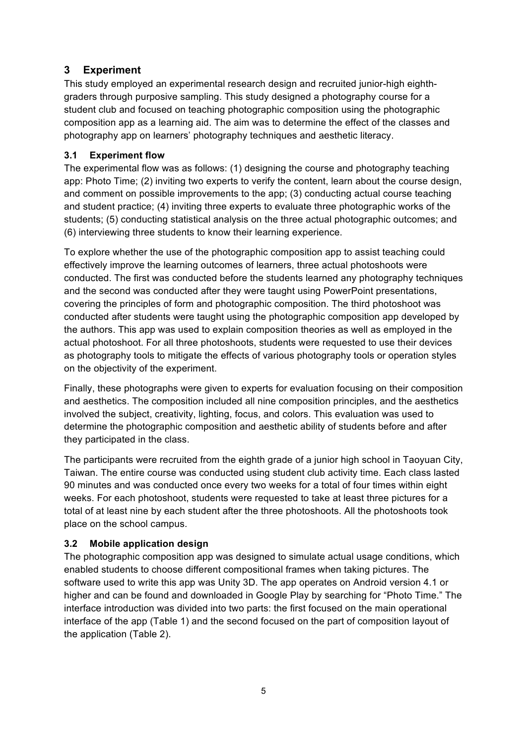## 3 Experiment

This study employed an experimental research design and recruited junior-high eighth-graders through purposive sampling. This study designed a photography course for a student club and focused on teaching photographic composition using the photographic composition app as a learning aid. The aim was to determine the effect of the classes and photography app on learners' photography techniques and aesthetic literacy.

### 3.1 Experiment flow

The experimental flow was as follows: (1) designing the course and photography teaching app: Photo Time; (2) inviting two experts to verify the content, learn about the course design, and comment on possible improvements to the app; (3) conducting actual course teaching and student practice; (4) inviting three experts to evaluate three photographic works of the students; (5) conducting statistical analysis on the three actual photographic outcomes; and (6) interviewing three students to know their learning experience.

To explore whether the use of the photographic composition app to assist teaching could effectively improve the learning outcomes of learners, three actual photoshoots were conducted. The first was conducted before the students learned any photography techniques and the second was conducted after they were taught using PowerPoint presentations, covering the principles of form and photographic composition. The third photoshoot was conducted after students were taught using the photographic composition app developed by the authors. This app was used to explain composition theories as well as employed in the actual photoshoot. For all three photoshoots, students were requested to use their devices as photography tools to mitigate the effects of various photography tools or operation styles on the objectivity of the experiment.

Finally, these photographs were given to experts for evaluation focusing on their composition and aesthetics. The composition included all nine composition principles, and the aesthetics involved the subject, creativity, lighting, focus, and colors. This evaluation was used to determine the photographic composition and aesthetic ability of students before and after they participated in the class.

The participants were recruited from the eighth grade of a junior high school in Taoyuan City, Taiwan. The entire course was conducted using student club activity time. Each class lasted 90 minutes and was conducted once every two weeks for a total of four times within eight weeks. For each photoshoot, students were requested to take at least three pictures for a total of at least nine by each student after the three photoshoots. All the photoshoots took place on the school campus.

### 3.2 Mobile application design

The photographic composition app was designed to simulate actual usage conditions, which enabled students to choose different compositional frames when taking pictures. The software used to write this app was Unity 3D. The app operates on Android version 4.1 or higher and can be found and downloaded in Google Play by searching for "Photo Time." The interface introduction was divided into two parts: the first focused on the main operational interface of the app (Table 1) and the second focused on the part of composition layout of the application (Table 2).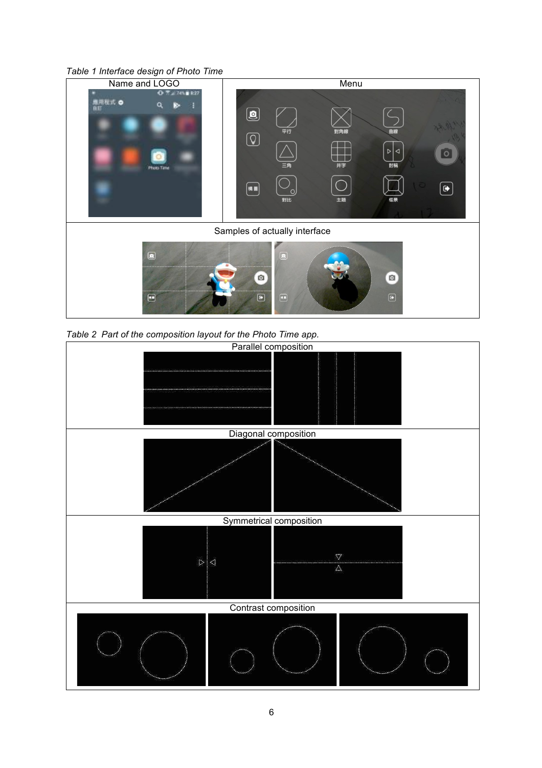*Table 1 Interface design of Photo Time*

| Name and LOGO | Menu |
|---|---|
| | |
| Samples of actually interface | |
| | |

*Table 2 Part of the composition layout for the Photo Time app.*

| Parallel composition |
|---|
| |
| Diagonal composition |
| |
| Symmetrical composition |
| |
| Contrast composition |
| |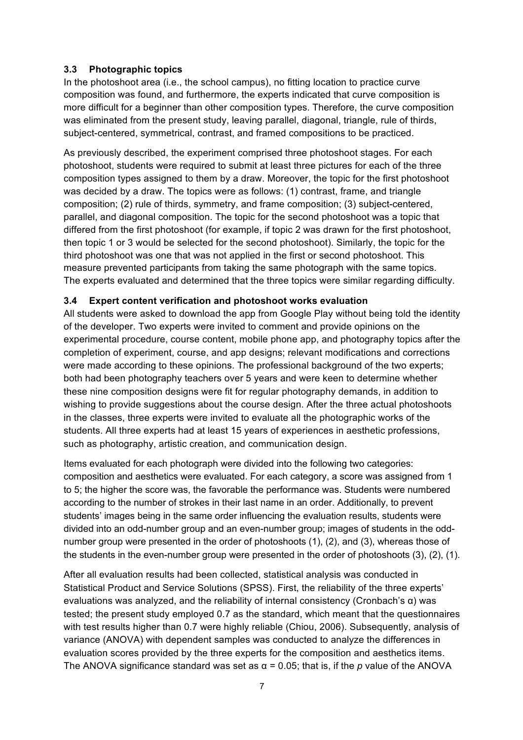### 3.3 Photographic topics

In the photoshoot area (i.e., the school campus), no fitting location to practice curve composition was found, and furthermore, the experts indicated that curve composition is more difficult for a beginner than other composition types. Therefore, the curve composition was eliminated from the present study, leaving parallel, diagonal, triangle, rule of thirds, subject-centered, symmetrical, contrast, and framed compositions to be practiced.

As previously described, the experiment comprised three photoshoot stages. For each photoshoot, students were required to submit at least three pictures for each of the three composition types assigned to them by a draw. Moreover, the topic for the first photoshoot was decided by a draw. The topics were as follows: (1) contrast, frame, and triangle composition; (2) rule of thirds, symmetry, and frame composition; (3) subject-centered, parallel, and diagonal composition. The topic for the second photoshoot was a topic that differed from the first photoshoot (for example, if topic 2 was drawn for the first photoshoot, then topic 1 or 3 would be selected for the second photoshoot). Similarly, the topic for the third photoshoot was one that was not applied in the first or second photoshoot. This measure prevented participants from taking the same photograph with the same topics. The experts evaluated and determined that the three topics were similar regarding difficulty.

### 3.4 Expert content verification and photoshoot works evaluation

All students were asked to download the app from Google Play without being told the identity of the developer. Two experts were invited to comment and provide opinions on the experimental procedure, course content, mobile phone app, and photography topics after the completion of experiment, course, and app designs; relevant modifications and corrections were made according to these opinions. The professional background of the two experts; both had been photography teachers over 5 years and were keen to determine whether these nine composition designs were fit for regular photography demands, in addition to wishing to provide suggestions about the course design. After the three actual photoshoots in the classes, three experts were invited to evaluate all the photographic works of the students. All three experts had at least 15 years of experiences in aesthetic professions, such as photography, artistic creation, and communication design.

Items evaluated for each photograph were divided into the following two categories: composition and aesthetics were evaluated. For each category, a score was assigned from 1 to 5; the higher the score was, the favorable the performance was. Students were numbered according to the number of strokes in their last name in an order. Additionally, to prevent students' images being in the same order influencing the evaluation results, students were divided into an odd-number group and an even-number group; images of students in the odd-number group were presented in the order of photoshoots (1), (2), and (3), whereas those of the students in the even-number group were presented in the order of photoshoots (3), (2), (1).

After all evaluation results had been collected, statistical analysis was conducted in Statistical Product and Service Solutions (SPSS). First, the reliability of the three experts' evaluations was analyzed, and the reliability of internal consistency (Cronbach's $\alpha$) was tested; the present study employed 0.7 as the standard, which meant that the questionnaires with test results higher than 0.7 were highly reliable (Chiou, 2006). Subsequently, analysis of variance (ANOVA) with dependent samples was conducted to analyze the differences in evaluation scores provided by the three experts for the composition and aesthetics items. The ANOVA significance standard was set as $\alpha = 0.05$; that is, if the $p$ value of the ANOVA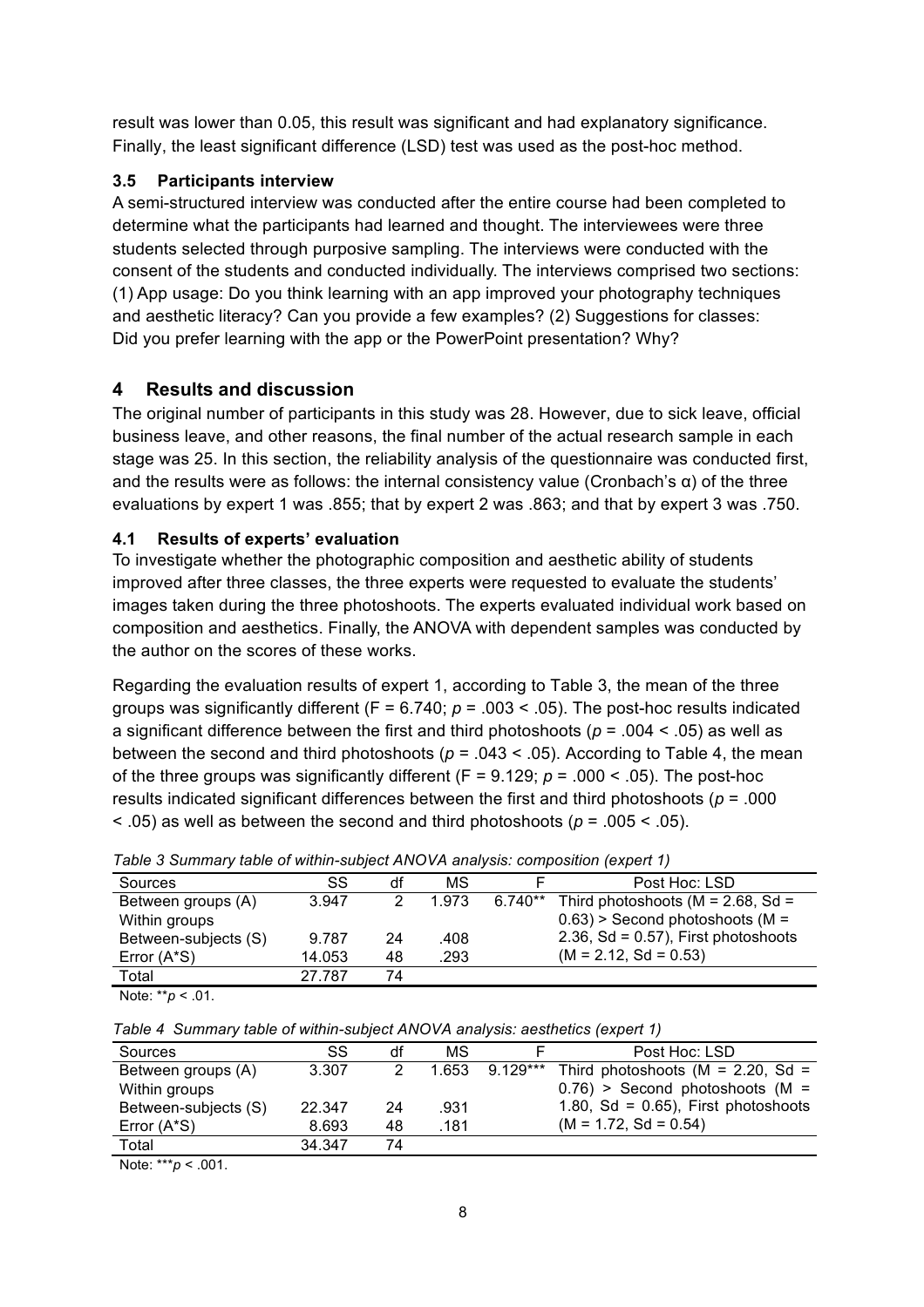result was lower than 0.05, this result was significant and had explanatory significance. Finally, the least significant difference (LSD) test was used as the post-hoc method.

### 3.5 Participants interview

A semi-structured interview was conducted after the entire course had been completed to determine what the participants had learned and thought. The interviewees were three students selected through purposive sampling. The interviews were conducted with the consent of the students and conducted individually. The interviews comprised two sections: (1) App usage: Do you think learning with an app improved your photography techniques and aesthetic literacy? Can you provide a few examples? (2) Suggestions for classes: Did you prefer learning with the app or the PowerPoint presentation? Why?

## 4 Results and discussion

The original number of participants in this study was 28. However, due to sick leave, official business leave, and other reasons, the final number of the actual research sample in each stage was 25. In this section, the reliability analysis of the questionnaire was conducted first, and the results were as follows: the internal consistency value (Cronbach's α) of the three evaluations by expert 1 was .855; that by expert 2 was .863; and that by expert 3 was .750.

### 4.1 Results of experts' evaluation

To investigate whether the photographic composition and aesthetic ability of students improved after three classes, the three experts were requested to evaluate the students' images taken during the three photoshoots. The experts evaluated individual work based on composition and aesthetics. Finally, the ANOVA with dependent samples was conducted by the author on the scores of these works.

Regarding the evaluation results of expert 1, according to Table 3, the mean of the three groups was significantly different ($F = 6.740$; $p = .003 < .05$). The post-hoc results indicated a significant difference between the first and third photoshoots ($p = .004 < .05$) as well as between the second and third photoshoots ($p = .043 < .05$). According to Table 4, the mean of the three groups was significantly different ($F = 9.129$; $p = .000 < .05$). The post-hoc results indicated significant differences between the first and third photoshoots ($p = .000 < .05$) as well as between the second and third photoshoots ($p = .005 < .05$).

*Table 3 Summary table of within-subject ANOVA analysis: composition (expert 1)*

| Sources | SS | df | MS | F | Post Hoc: LSD |
|---|---|---|---|---|---|
| Between groups (A) | 3.947 | 2 | 1.973 | 6.740** | Third photoshoots (M = 2.68, Sd = 0.63) > Second photoshoots (M = 2.36, Sd = 0.57), First photoshoots (M = 2.12, Sd = 0.53) |
| Within groups | | | | | |
| Between-subjects (S) | 9.787 | 24 | .408 | | |
| Error (A*S) | 14.053 | 48 | .293 | | |
| Total | 27.787 | 74 | | | |

Note: $^{**}p < .01$.

*Table 4 Summary table of within-subject ANOVA analysis: aesthetics (expert 1)*

| Sources | SS | df | MS | F | Post Hoc: LSD |
|---|---|---|---|---|---|
| Between groups (A) | 3.307 | 2 | 1.653 | 9.129*** | Third photoshoots (M = 2.20, Sd = 0.76) > Second photoshoots (M = 1.80, Sd = 0.65), First photoshoots (M = 1.72, Sd = 0.54) |
| Within groups | | | | | |
| Between-subjects (S) | 22.347 | 24 | .931 | | |
| Error (A*S) | 8.693 | 48 | .181 | | |
| Total | 34.347 | 74 | | | |

Note: $^{***}p < .001$.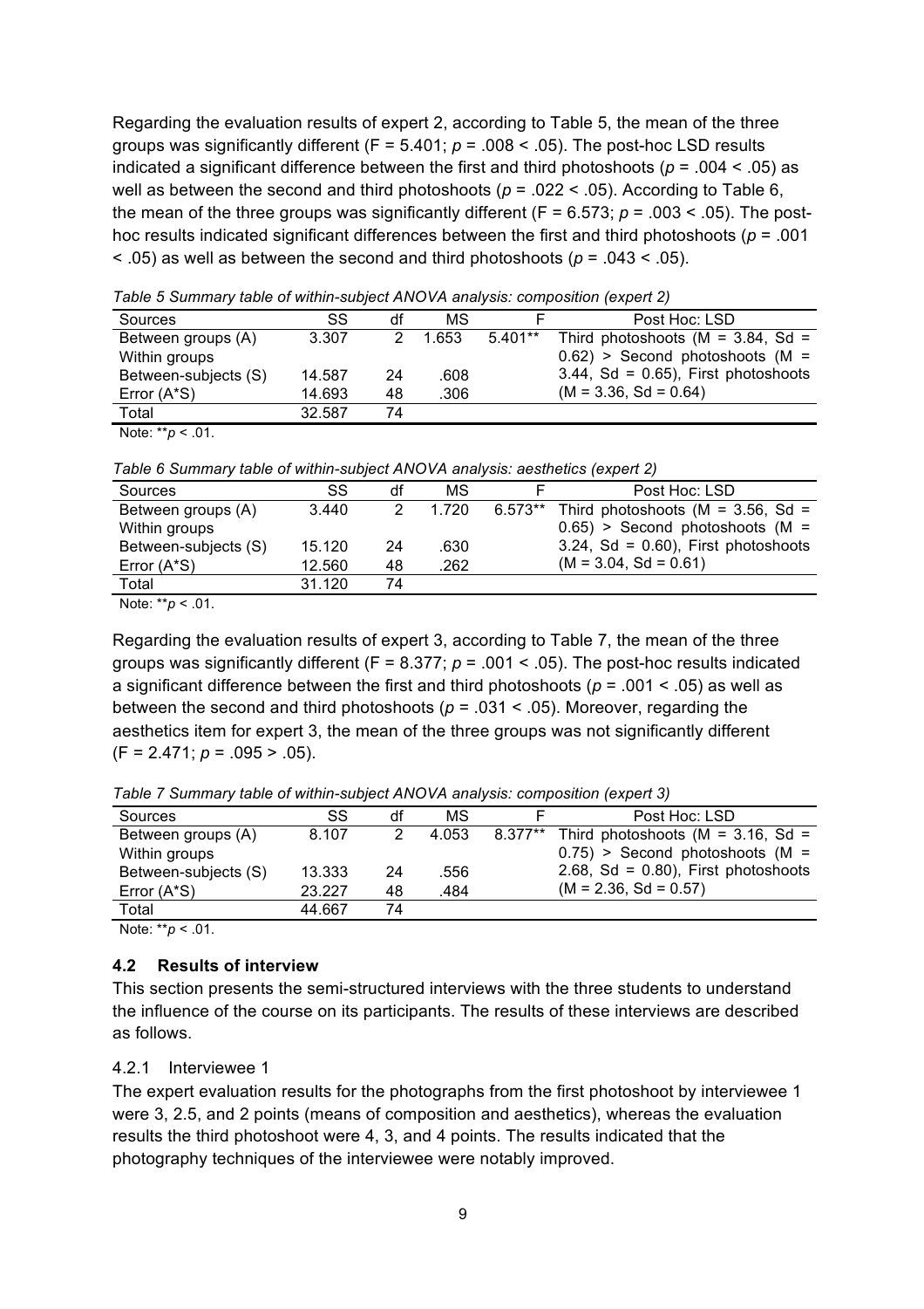Regarding the evaluation results of expert 2, according to Table 5, the mean of the three groups was significantly different ($F = 5.401$; $p = .008 < .05$). The post-hoc LSD results indicated a significant difference between the first and third photoshoots ($p = .004 < .05$) as well as between the second and third photoshoots ($p = .022 < .05$). According to Table 6, the mean of the three groups was significantly different ($F = 6.573$; $p = .003 < .05$). The post-hoc results indicated significant differences between the first and third photoshoots ($p = .001 < .05$) as well as between the second and third photoshoots ($p = .043 < .05$).

*Table 5 Summary table of within-subject ANOVA analysis: composition (expert 2)*

| Sources | SS | df | MS | F | Post Hoc: LSD |
|---|---|---|---|---|---|
| Between groups (A) | 3.307 | 2 | 1.653 | 5.401** | Third photoshoots (M = 3.84, Sd = 0.62) > Second photoshoots (M = 3.44, Sd = 0.65), First photoshoots (M = 3.36, Sd = 0.64) |
| Within groups | | | | | |
| Between-subjects (S) | 14.587 | 24 | .608 | | |
| Error (A*S) | 14.693 | 48 | .306 | | |
| Total | 32.587 | 74 | | | |

Note: $^{**}p < .01$.

*Table 6 Summary table of within-subject ANOVA analysis: aesthetics (expert 2)*

| Sources | SS | df | MS | F | Post Hoc: LSD |
|---|---|---|---|---|---|
| Between groups (A) | 3.440 | 2 | 1.720 | 6.573** | Third photoshoots (M = 3.56, Sd = 0.65) > Second photoshoots (M = 3.24, Sd = 0.60), First photoshoots (M = 3.04, Sd = 0.61) |
| Within groups | | | | | |
| Between-subjects (S) | 15.120 | 24 | .630 | | |
| Error (A*S) | 12.560 | 48 | .262 | | |
| Total | 31.120 | 74 | | | |

Note: $^{**}p < .01$.

Regarding the evaluation results of expert 3, according to Table 7, the mean of the three groups was significantly different ($F = 8.377$; $p = .001 < .05$). The post-hoc results indicated a significant difference between the first and third photoshoots ($p = .001 < .05$) as well as between the second and third photoshoots ($p = .031 < .05$). Moreover, regarding the aesthetics item for expert 3, the mean of the three groups was not significantly different ($F = 2.471$; $p = .095 > .05$).

*Table 7 Summary table of within-subject ANOVA analysis: composition (expert 3)*

| Sources | SS | df | MS | F | Post Hoc: LSD |
|---|---|---|---|---|---|
| Between groups (A) | 8.107 | 2 | 4.053 | 8.377** | Third photoshoots (M = 3.16, Sd = 0.75) > Second photoshoots (M = 2.68, Sd = 0.80), First photoshoots (M = 2.36, Sd = 0.57) |
| Within groups | | | | | |
| Between-subjects (S) | 13.333 | 24 | .556 | | |
| Error (A*S) | 23.227 | 48 | .484 | | |
| Total | 44.667 | 74 | | | |

Note: $^{**}p < .01$.

## 4.2 Results of interview

This section presents the semi-structured interviews with the three students to understand the influence of the course on its participants. The results of these interviews are described as follows.

### 4.2.1 Interviewee 1

The expert evaluation results for the photographs from the first photoshoot by interviewee 1 were 3, 2.5, and 2 points (means of composition and aesthetics), whereas the evaluation results the third photoshoot were 4, 3, and 4 points. The results indicated that the photography techniques of the interviewee were notably improved.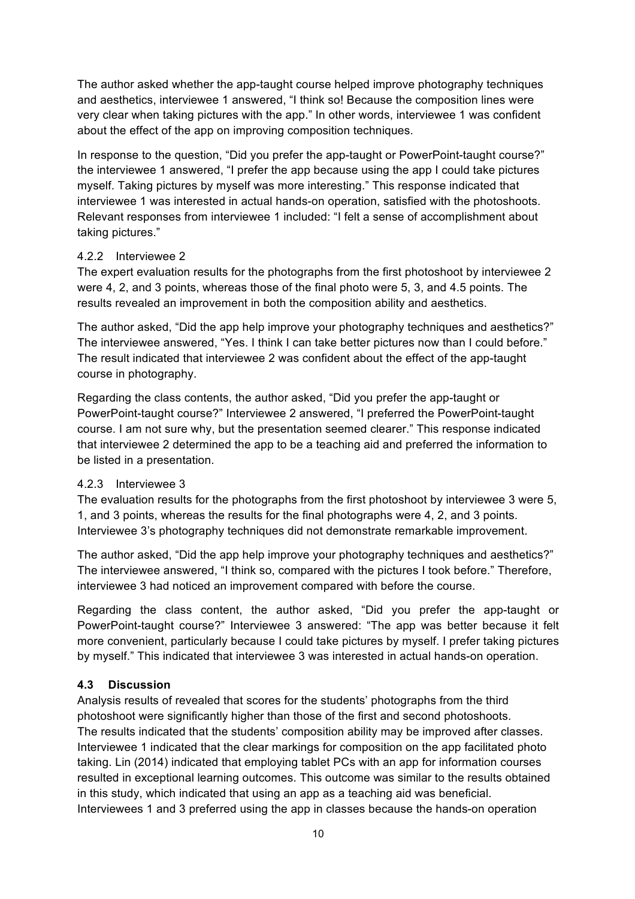The author asked whether the app-taught course helped improve photography techniques and aesthetics, interviewee 1 answered, "I think so! Because the composition lines were very clear when taking pictures with the app." In other words, interviewee 1 was confident about the effect of the app on improving composition techniques.

In response to the question, "Did you prefer the app-taught or PowerPoint-taught course?" the interviewee 1 answered, "I prefer the app because using the app I could take pictures myself. Taking pictures by myself was more interesting." This response indicated that interviewee 1 was interested in actual hands-on operation, satisfied with the photoshoots. Relevant responses from interviewee 1 included: "I felt a sense of accomplishment about taking pictures."

#### 4.2.2 Interviewee 2

The expert evaluation results for the photographs from the first photoshoot by interviewee 2 were 4, 2, and 3 points, whereas those of the final photo were 5, 3, and 4.5 points. The results revealed an improvement in both the composition ability and aesthetics.

The author asked, "Did the app help improve your photography techniques and aesthetics?" The interviewee answered, "Yes. I think I can take better pictures now than I could before." The result indicated that interviewee 2 was confident about the effect of the app-taught course in photography.

Regarding the class contents, the author asked, "Did you prefer the app-taught or PowerPoint-taught course?" Interviewee 2 answered, "I preferred the PowerPoint-taught course. I am not sure why, but the presentation seemed clearer." This response indicated that interviewee 2 determined the app to be a teaching aid and preferred the information to be listed in a presentation.

#### 4.2.3 Interviewee 3

The evaluation results for the photographs from the first photoshoot by interviewee 3 were 5, 1, and 3 points, whereas the results for the final photographs were 4, 2, and 3 points. Interviewee 3's photography techniques did not demonstrate remarkable improvement.

The author asked, "Did the app help improve your photography techniques and aesthetics?" The interviewee answered, "I think so, compared with the pictures I took before." Therefore, interviewee 3 had noticed an improvement compared with before the course.

Regarding the class content, the author asked, "Did you prefer the app-taught or PowerPoint-taught course?" Interviewee 3 answered: "The app was better because it felt more convenient, particularly because I could take pictures by myself. I prefer taking pictures by myself." This indicated that interviewee 3 was interested in actual hands-on operation.

### 4.3 Discussion

Analysis results of revealed that scores for the students' photographs from the third photoshoot were significantly higher than those of the first and second photoshoots. The results indicated that the students' composition ability may be improved after classes. Interviewee 1 indicated that the clear markings for composition on the app facilitated photo taking. Lin (2014) indicated that employing tablet PCs with an app for information courses resulted in exceptional learning outcomes. This outcome was similar to the results obtained in this study, which indicated that using an app as a teaching aid was beneficial. Interviewees 1 and 3 preferred using the app in classes because the hands-on operation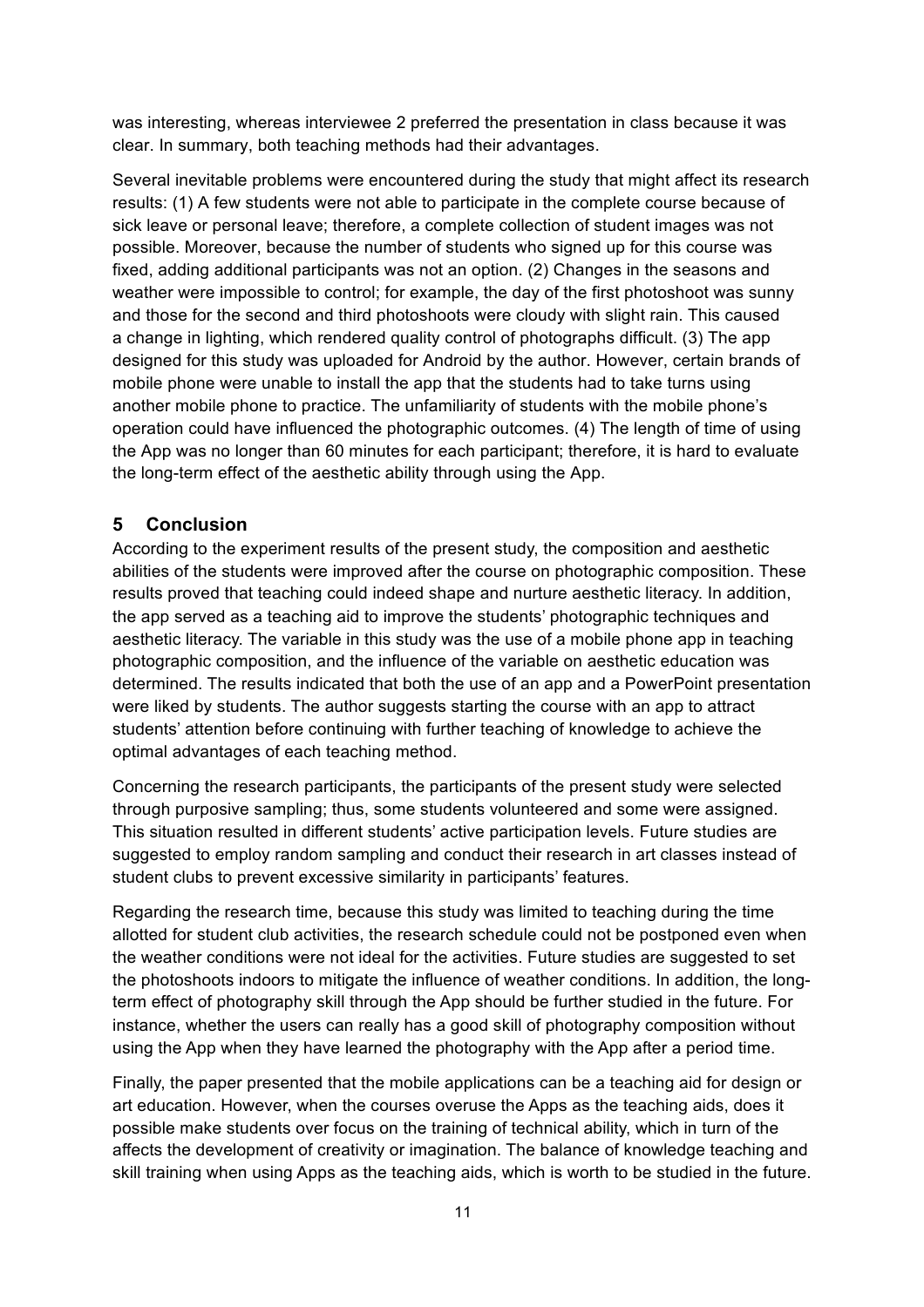was interesting, whereas interviewee 2 preferred the presentation in class because it was clear. In summary, both teaching methods had their advantages.

Several inevitable problems were encountered during the study that might affect its research results: (1) A few students were not able to participate in the complete course because of sick leave or personal leave; therefore, a complete collection of student images was not possible. Moreover, because the number of students who signed up for this course was fixed, adding additional participants was not an option. (2) Changes in the seasons and weather were impossible to control; for example, the day of the first photoshoot was sunny and those for the second and third photoshoots were cloudy with slight rain. This caused a change in lighting, which rendered quality control of photographs difficult. (3) The app designed for this study was uploaded for Android by the author. However, certain brands of mobile phone were unable to install the app that the students had to take turns using another mobile phone to practice. The unfamiliarity of students with the mobile phone's operation could have influenced the photographic outcomes. (4) The length of time of using the App was no longer than 60 minutes for each participant; therefore, it is hard to evaluate the long-term effect of the aesthetic ability through using the App.

## 5 Conclusion

According to the experiment results of the present study, the composition and aesthetic abilities of the students were improved after the course on photographic composition. These results proved that teaching could indeed shape and nurture aesthetic literacy. In addition, the app served as a teaching aid to improve the students' photographic techniques and aesthetic literacy. The variable in this study was the use of a mobile phone app in teaching photographic composition, and the influence of the variable on aesthetic education was determined. The results indicated that both the use of an app and a PowerPoint presentation were liked by students. The author suggests starting the course with an app to attract students' attention before continuing with further teaching of knowledge to achieve the optimal advantages of each teaching method.

Concerning the research participants, the participants of the present study were selected through purposive sampling; thus, some students volunteered and some were assigned. This situation resulted in different students' active participation levels. Future studies are suggested to employ random sampling and conduct their research in art classes instead of student clubs to prevent excessive similarity in participants' features.

Regarding the research time, because this study was limited to teaching during the time allotted for student club activities, the research schedule could not be postponed even when the weather conditions were not ideal for the activities. Future studies are suggested to set the photoshoots indoors to mitigate the influence of weather conditions. In addition, the long-term effect of photography skill through the App should be further studied in the future. For instance, whether the users can really has a good skill of photography composition without using the App when they have learned the photography with the App after a period time.

Finally, the paper presented that the mobile applications can be a teaching aid for design or art education. However, when the courses overuse the Apps as the teaching aids, does it possible make students over focus on the training of technical ability, which in turn of the affects the development of creativity or imagination. The balance of knowledge teaching and skill training when using Apps as the teaching aids, which is worth to be studied in the future.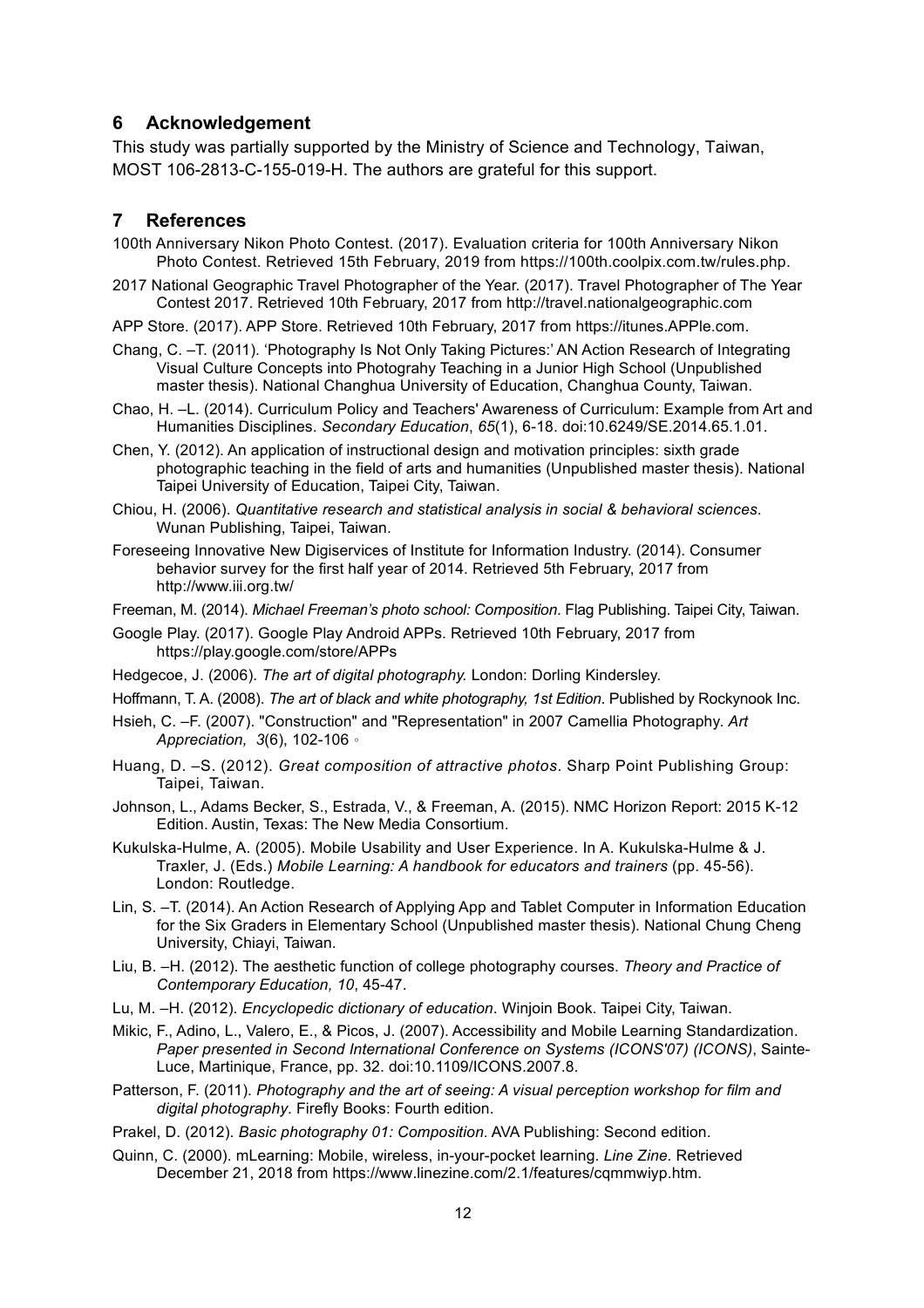## 6 Acknowledgement

This study was partially supported by the Ministry of Science and Technology, Taiwan, MOST 106-2813-C-155-019-H. The authors are grateful for this support.

## 7 References

100th Anniversary Nikon Photo Contest. (2017). Evaluation criteria for 100th Anniversary Nikon Photo Contest. Retrieved 15th February, 2019 from https://100th.coolpix.com.tw/rules.php.

2017 National Geographic Travel Photographer of the Year. (2017). Travel Photographer of The Year Contest 2017. Retrieved 10th February, 2017 from http://travel.nationalgeographic.com

APP Store. (2017). APP Store. Retrieved 10th February, 2017 from https://itunes.APPle.com.

Chang, C. –T. (2011). 'Photography Is Not Only Taking Pictures:' AN Action Research of Integrating Visual Culture Concepts into Photograhy Teaching in a Junior High School (Unpublished master thesis). National Changhua University of Education, Changhua County, Taiwan.

Chao, H. –L. (2014). Curriculum Policy and Teachers' Awareness of Curriculum: Example from Art and Humanities Disciplines. *Secondary Education*, *65*(1), 6-18. doi:10.6249/SE.2014.65.1.01.

Chen, Y. (2012). An application of instructional design and motivation principles: sixth grade photographic teaching in the field of arts and humanities (Unpublished master thesis). National Taipei University of Education, Taipei City, Taiwan.

Chiou, H. (2006). *Quantitative research and statistical analysis in social & behavioral sciences*. Wunan Publishing, Taipei, Taiwan.

Foreseeing Innovative New Digiservices of Institute for Information Industry. (2014). Consumer behavior survey for the first half year of 2014. Retrieved 5th February, 2017 from http://www.iii.org.tw/

Freeman, M. (2014). *Michael Freeman's photo school: Composition*. Flag Publishing. Taipei City, Taiwan.

Google Play. (2017). Google Play Android APPs. Retrieved 10th February, 2017 from https://play.google.com/store/APPs

Hedgecoe, J. (2006). *The art of digital photography.* London: Dorling Kindersley.

Hoffmann, T. A. (2008). *The art of black and white photography, 1st Edition*. Published by Rockynook Inc.

Hsieh, C. –F. (2007). "Construction" and "Representation" in 2007 Camellia Photography. *Art Appreciation, 3*(6), 102-106。

Huang, D. –S. (2012). *Great composition of attractive photos*. Sharp Point Publishing Group: Taipei, Taiwan.

Johnson, L., Adams Becker, S., Estrada, V., & Freeman, A. (2015). NMC Horizon Report: 2015 K-12 Edition. Austin, Texas: The New Media Consortium.

Kukulska-Hulme, A. (2005). Mobile Usability and User Experience. In A. Kukulska-Hulme & J. Traxler, J. (Eds.) *Mobile Learning: A handbook for educators and trainers* (pp. 45-56). London: Routledge.

Lin, S. –T. (2014). An Action Research of Applying App and Tablet Computer in Information Education for the Six Graders in Elementary School (Unpublished master thesis). National Chung Cheng University, Chiayi, Taiwan.

Liu, B. –H. (2012). The aesthetic function of college photography courses. *Theory and Practice of Contemporary Education, 10*, 45-47.

Lu, M. –H. (2012). *Encyclopedic dictionary of education*. Winjoin Book. Taipei City, Taiwan.

Mikic, F., Adino, L., Valero, E., & Picos, J. (2007). Accessibility and Mobile Learning Standardization. *Paper presented in Second International Conference on Systems (ICONS'07) (ICONS)*, Sainte-Luce, Martinique, France, pp. 32. doi:10.1109/ICONS.2007.8.

Patterson, F. (2011). *Photography and the art of seeing: A visual perception workshop for film and digital photography*. Firefly Books: Fourth edition.

Prakel, D. (2012). *Basic photography 01: Composition*. AVA Publishing: Second edition.

Quinn, C. (2000). mLearning: Mobile, wireless, in-your-pocket learning. *Line Zine.* Retrieved December 21, 2018 from https://www.linezine.com/2.1/features/cqmmwiyp.htm.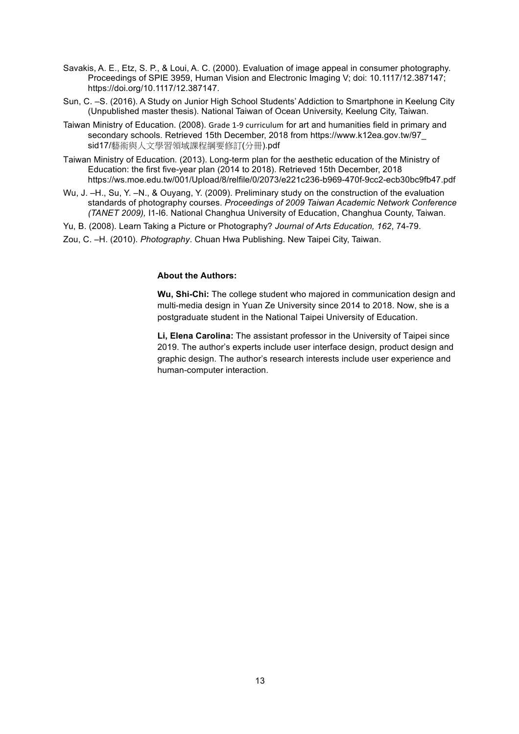Savakis, A. E., Etz, S. P., & Loui, A. C. (2000). Evaluation of image appeal in consumer photography. Proceedings of SPIE 3959, Human Vision and Electronic Imaging V; doi: 10.1117/12.387147; https://doi.org/10.1117/12.387147.

Sun, C. –S. (2016). A Study on Junior High School Students' Addiction to Smartphone in Keelung City (Unpublished master thesis). National Taiwan of Ocean University, Keelung City, Taiwan.

Taiwan Ministry of Education. (2008). Grade 1-9 curriculum for art and humanities field in primary and secondary schools. Retrieved 15th December, 2018 from https://www.k12ea.gov.tw/97_sid17/藝術與人文學習領域課程綱要修訂(分冊).pdf

Taiwan Ministry of Education. (2013). Long-term plan for the aesthetic education of the Ministry of Education: the first five-year plan (2014 to 2018). Retrieved 15th December, 2018 https://ws.moe.edu.tw/001/Upload/8/relfile/0/2073/e221c236-b969-470f-9cc2-ecb30bc9fb47.pdf

Wu, J. –H., Su, Y. –N., & Ouyang, Y. (2009). Preliminary study on the construction of the evaluation standards of photography courses. *Proceedings of 2009 Taiwan Academic Network Conference (TANET 2009),* I1-I6. National Changhua University of Education, Changhua County, Taiwan.

Yu, B. (2008). Learn Taking a Picture or Photography? *Journal of Arts Education, 162*, 74-79.

Zou, C. –H. (2010). *Photography*. Chuan Hwa Publishing. New Taipei City, Taiwan.

**About the Authors:**

**Wu, Shi-Chi:** The college student who majored in communication design and multi-media design in Yuan Ze University since 2014 to 2018. Now, she is a postgraduate student in the National Taipei University of Education.

**Li, Elena Carolina:** The assistant professor in the University of Taipei since 2019. The author's experts include user interface design, product design and graphic design. The author's research interests include user experience and human-computer interaction.